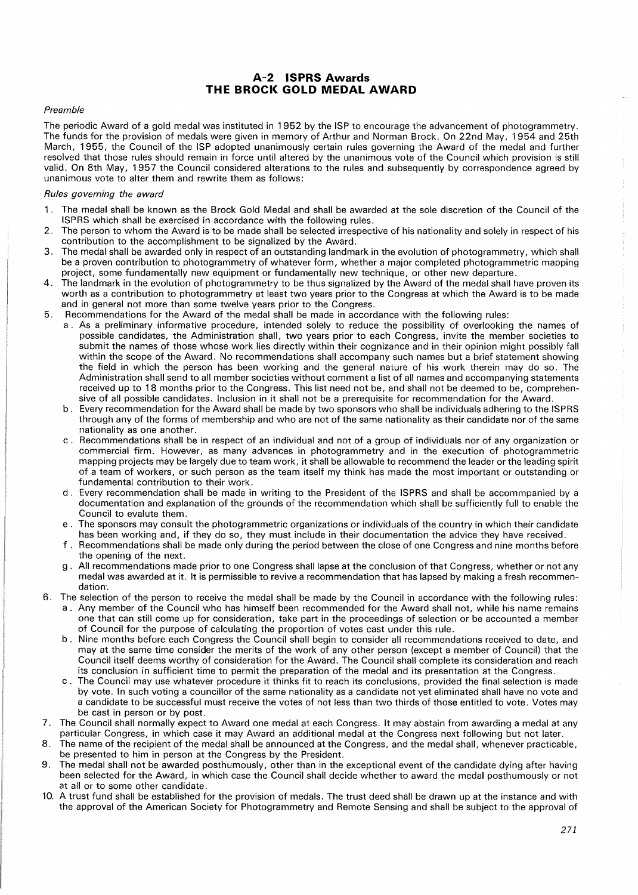# A-2 ISPRS Awards
# THE BROCK GOLD MEDAL AWARD

*Preamble*

The periodic Award of a gold medal was instituted in 1952 by the ISP to encourage the advancement of photogrammetry. The funds for the provision of medals were given in memory of Arthur and Norman Brock. On 22nd May, 1954 and 25th March, 1955, the Council of the ISP adopted unanimously certain rules governing the Award of the medal and further resolved that those rules should remain in force until altered by the unanimous vote of the Council which provision is still valid. On 8th May, 1957 the Council considered alterations to the rules and subsequently by correspondence agreed by unanimous vote to alter them and rewrite them as follows:

*Rules governing the award*

1. The medal shall be known as the Brock Gold Medal and shall be awarded at the sole discretion of the Council of the ISPRS which shall be exercised in accordance with the following rules.
2. The person to whom the Award is to be made shall be selected irrespective of his nationality and solely in respect of his contribution to the accomplishment to be signalized by the Award.
3. The medal shall be awarded only in respect of an outstanding landmark in the evolution of photogrammetry, which shall be a proven contribution to photogrammetry of whatever form, whether a major completed photogrammetric mapping project, some fundamentally new equipment or fundamentally new technique, or other new departure.
4. The landmark in the evolution of photogrammetry to be thus signalized by the Award of the medal shall have proven its worth as a contribution to photogrammetry at least two years prior to the Congress at which the Award is to be made and in general not more than some twelve years prior to the Congress.
5. Recommendations for the Award of the medal shall be made in accordance with the following rules:
   a. As a preliminary informative procedure, intended solely to reduce the possibility of overlooking the names of possible candidates, the Administration shall, two years prior to each Congress, invite the member societies to submit the names of those whose work lies directly within their cognizance and in their opinion might possibly fall within the scope of the Award. No recommendations shall accompany such names but a brief statement showing the field in which the person has been working and the general nature of his work therein may do so. The Administration shall send to all member societies without comment a list of all names and accompanying statements received up to 18 months prior to the Congress. This list need not be, and shall not be deemed to be, comprehensive of all possible candidates. Inclusion in it shall not be a prerequisite for recommendation for the Award.
   b. Every recommendation for the Award shall be made by two sponsors who shall be individuals adhering to the ISPRS through any of the forms of membership and who are not of the same nationality as their candidate nor of the same nationality as one another.
   c. Recommendations shall be in respect of an individual and not of a group of individuals nor of any organization or commercial firm. However, as many advances in photogrammetry and in the execution of photogrammetric mapping projects may be largely due to team work, it shall be allowable to recommend the leader or the leading spirit of a team of workers, or such person as the team itself my think has made the most important or outstanding or fundamental contribution to their work.
   d. Every recommendation shall be made in writing to the President of the ISPRS and shall be accommpanied by a documentation and explanation of the grounds of the recommendation which shall be sufficiently full to enable the Council to evalute them.
   e. The sponsors may consult the photogrammetric organizations or individuals of the country in which their candidate has been working and, if they do so, they must include in their documentation the advice they have received.
   f. Recommendations shall be made only during the period between the close of one Congress and nine months before the opening of the next.
   g. All recommendations made prior to one Congress shall lapse at the conclusion of that Congress, whether or not any medal was awarded at it. It is permissible to revive a recommendation that has lapsed by making a fresh recommendation.
6. The selection of the person to receive the medal shall be made by the Council in accordance with the following rules:
   a. Any member of the Council who has himself been recommended for the Award shall not, while his name remains one that can still come up for consideration, take part in the proceedings of selection or be accounted a member of Council for the purpose of calculating the proportion of votes cast under this rule.
   b. Nine months before each Congress the Council shall begin to consider all recommendations received to date, and may at the same time consider the merits of the work of any other person (except a member of Council) that the Council itself deems worthy of consideration for the Award. The Council shall complete its consideration and reach its conclusion in sufficient time to permit the preparation of the medal and its presentation at the Congress.
   c. The Council may use whatever procedure it thinks fit to reach its conclusions, provided the final selection is made by vote. In such voting a councillor of the same nationality as a candidate not yet eliminated shall have no vote and a candidate to be successful must receive the votes of not less than two thirds of those entitled to vote. Votes may be cast in person or by post.
7. The Council shall normally expect to Award one medal at each Congress. It may abstain from awarding a medal at any particular Congress, in which case it may Award an additional medal at the Congress next following but not later.
8. The name of the recipient of the medal shall be announced at the Congress, and the medal shall, whenever practicable, be presented to him in person at the Congress by the President.
9. The medal shall not be awarded posthumously, other than in the exceptional event of the candidate dying after having been selected for the Award, in which case the Council shall decide whether to award the medal posthumously or not at all or to some other candidate.
10. A trust fund shall be established for the provision of medals. The trust deed shall be drawn up at the instance and with the approval of the American Society for Photogrammetry and Remote Sensing and shall be subject to the approval of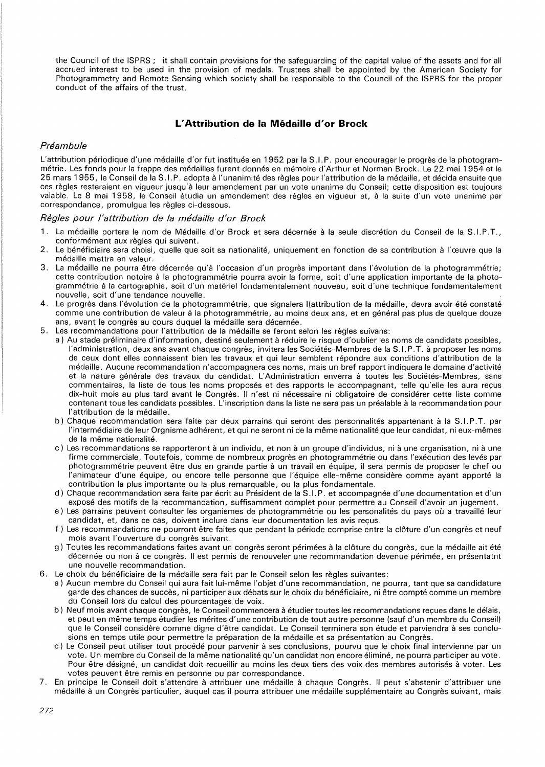the Council of the ISPRS ; it shall contain provisions for the safeguarding of the capital value of the assets and for all accrued interest to be used in the provision of medals. Trustees shall be appointed by the American Society for Photogrammetry and Remote Sensing which society shall be responsible to the Council of the ISPRS for the proper conduct of the affairs of the trust.

## L'Attribution de la Médaille d'or Brock

### *Préambule*

L'attribution périodique d'une médaille d'or fut instituée en 1952 par la S.I.P. pour encourager le progrès de la photogrammétrie. Les fonds pour la frappe des médailles furent donnés en mémoire d'Arthur et Norman Brock. Le 22 mai 1954 et le 25 mars 1955, le Conseil de la S.I.P. adopta à l'unanimité des règles pour l'attribution de la médaille, et décida ensuite que ces règles resteraient en vigueur jusqu'à leur amendement par un vote unanime du Conseil; cette disposition est toujours valable. Le 8 mai 1958, le Conseil étudia un amendement des règles en vigueur et, à la suite d'un vote unanime par correspondance, promulgua les règles ci-dessous.

### *Règles pour l'attribution de la médaille d'or Brock*

1. La médaille portera le nom de Médaille d'or Brock et sera décernée à la seule discrétion du Conseil de la S.I.P.T., conformément aux règles qui suivent.
2. Le bénéficiaire sera choisi, quelle que soit sa nationalité, uniquement en fonction de sa contribution à l'œuvre que la médaille mettra en valeur.
3. La médaille ne pourra être décernée qu'à l'occasion d'un progrès important dans l'évolution de la photogrammétrie; cette contribution notoire à la photogrammétrie pourra avoir la forme, soit d'une application importante de la photogrammétrie à la cartographie, soit d'un matériel fondamentalement nouveau, soit d'une technique fondamentalement nouvelle, soit d'une tendance nouvelle.
4. Le progrès dans l'évolution de la photogrammétrie, que signalera l(attribution de la médaille, devra avoir été constaté comme une contribution de valeur à la photogrammétrie, au moins deux ans, et en général pas plus de quelque douze ans, avant le congrès au cours duquel la médaille sera décernée.
5. Les recommandations pour l'attribution de la médaille se feront selon les règles suivans:
   a) Au stade préliminaire d'information, destiné seulement à réduire le risque d'oublier les noms de candidats possibles, l'administration, deux ans avant chaque congrès, invitera les Sociétés-Membres de la S.I.P.T. à proposer les noms de ceux dont elles connaissent bien les travaux et qui leur semblent répondre aux conditions d'attribution de la médaille. Aucune recommandation n'accompagnera ces noms, mais un bref rapport indiquera le domaine d'activité et la nature générale des travaux du candidat. L'Administration enverra à toutes les Sociétés-Membres, sans commentaires, la liste de tous les noms proposés et des rapports le accompagnant, telle qu'elle les aura reçus dix-huit mois au plus tard avant le Congrès. Il n'est ni nécessaire ni obligatoire de considérer cette liste comme contenant tous les candidats possibles. L'inscription dans la liste ne sera pas un préalable à la recommandation pour l'attribution de la médaille.
   b) Chaque recommandation sera faite par deux parrains qui seront des personnalités appartenant à la S.I.P.T. par l'intermédiaire de leur Orgnisme adhérent, et qui ne seront ni de la même nationalité que leur candidat, ni eux-mêmes de la même nationalité.
   c) Les recommandations se rapporteront à un individu, et non à un groupe d'individus, ni à une organisation, ni à une firme commerciale. Toutefois, comme de nombreux progrès en photogrammétrie ou dans l'exécution des levés par photogrammétrie peuvent être dus en grande partie à un travail en équipe, il sera permis de proposer le chef ou l'animateur d'une équipe, ou encore telle personne que l'équipe elle-même considère comme ayant apporté la contribution la plus importante ou la plus remarquable, ou la plus fondamentale.
   d) Chaque recommandation sera faite par écrit au Président de la S.I.P. et accompagnée d'une documentation et d'un exposé des motifs de la recommandation, suffisamment complet pour permettre au Conseil d'avoir un jugement.
   e) Les parrains peuvent consulter les organismes de photogrammétrie ou les personalités du pays où a travaillé leur candidat, et, dans ce cas, doivent inclure dans leur documentation les avis reçus.
   f) Les recommandations ne pourront être faites que pendant la période comprise entre la clôture d'un congrès et neuf mois avant l'ouverture du congrès suivant.
   g) Toutes les recommandations faites avant un congrès seront périmées à la clôture du congrès, que la médaille ait été décernée ou non à ce congrès. Il est permis de renouveler une recommandation devenue périmée, en présentatnt une nouvelle recommandation.
6. Le choix du bénéficiaire de la médaille sera fait par le Conseil selon les règles suivantes:
   a) Aucun membre du Conseil qui aura fait lui-même l'objet d'une recommandation, ne pourra, tant que sa candidature garde des chances de succès, ni participer aux débats sur le choix du bénéficiaire, ni être compté comme un membre du Conseil lors du calcul des pourcentages de voix.
   b) Neuf mois avant chaque congrès, le Conseil commencera à étudier toutes les recommandations reçues dans le délais, et peut en même temps étudier les mérites d'une contribution de tout autre personne (sauf d'un membre du Conseil) que le Conseil considère comme digne d'être candidat. Le Conseil terminera son étude et parviendra à ses conclusions en temps utile pour permettre la préparation de la médaille et sa présentation au Congrès.
   c) Le Conseil peut utiliser tout procédé pour parvenir à ses conclusions, pourvu que le choix final intervienne par un vote. Un membre du Conseil de la même nationalité qu'un candidat non encore éliminé, ne pourra participer au vote. Pour être désigné, un candidat doit recueillir au moins les deux tiers des voix des membres autorisés à voter. Les votes peuvent être remis en personne ou par correspondance.
7. En principe le Conseil doit s'attendre à attribuer une médaille à chaque Congrès. Il peut s'abstenir d'attribuer une médaille à un Congrès particulier, auquel cas il pourra attribuer une médaille supplémentaire au Congrès suivant, mais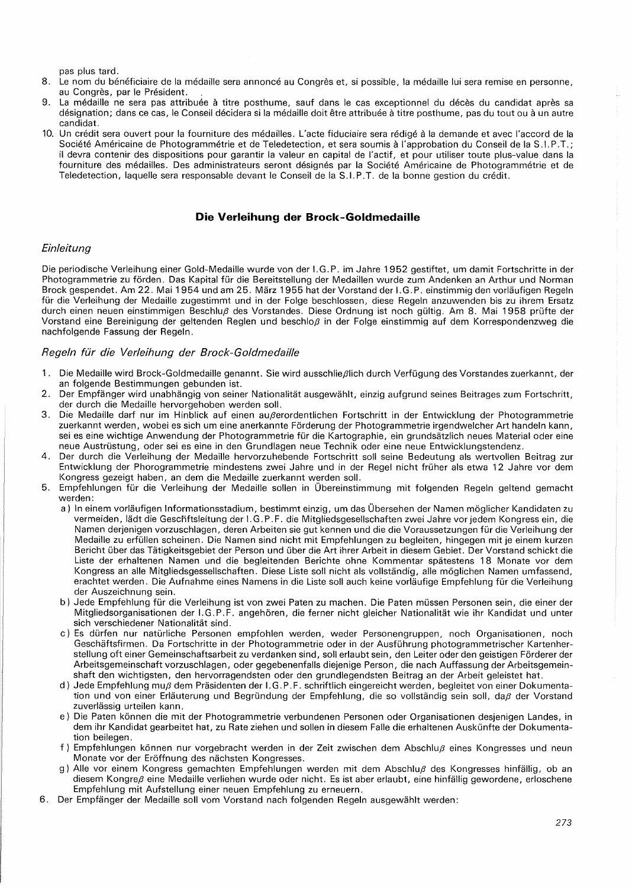pas plus tard.

8. Le nom du bénéficiaire de la médaille sera annoncé au Congrès et, si possible, la médaille lui sera remise en personne, au Congrès, par le Président.
9. La médaille ne sera pas attribuée à titre posthume, sauf dans le cas exceptionnel du décès du candidat après sa désignation; dans ce cas, le Conseil décidera si la médaille doit être attribuée à titre posthume, pas du tout ou à un autre candidat.
10. Un crédit sera ouvert pour la fourniture des médailles. L'acte fiduciaire sera rédigé à la demande et avec l'accord de la Société Américaine de Photogrammétrie et de Teledetection, et sera soumis à l'approbation du Conseil de la S.I.P.T.; il devra contenir des dispositions pour garantir la valeur en capital de l'actif, et pour utiliser toute plus-value dans la fourniture des médailles. Des administrateurs seront désignés par la Société Américaine de Photogrammétrie et de Teledetection, laquelle sera responsable devant le Conseil de la S.I.P.T. de la bonne gestion du crédit.

## Die Verleihung der Brock-Goldmedaille

### *Einleitung*

Die periodische Verleihung einer Gold-Medaille wurde von der I.G.P. im Jahre 1952 gestiftet, um damit Fortschritte in der Photogrammetrie zu förden. Das Kapital für die Bereitstellung der Medaillen wurde zum Andenken an Arthur und Norman Brock gespendet. Am 22. Mai 1954 und am 25. März 1955 hat der Vorstand der I.G.P. einstimmig den vorläufigen Regeln für die Verleihung der Medaille zugestimmt und in der Folge beschlossen, diese Regeln anzuwenden bis zu ihrem Ersatz durch einen neuen einstimmigen Beschluß des Vorstandes. Diese Ordnung ist noch gültig. Am 8. Mai 1958 prüfte der Vorstand eine Bereinigung der geltenden Reglen und beschloß in der Folge einstimmig auf dem Korrespondenzweg die nachfolgende Fassung der Regeln.

### *Regeln für die Verleihung der Brock-Goldmedaille*

1. Die Medaille wird Brock-Goldmedaille genannt. Sie wird ausschließlich durch Verfügung des Vorstandes zuerkannt, der an folgende Bestimmungen gebunden ist.
2. Der Empfänger wird unabhängig von seiner Nationalität ausgewählt, einzig aufgrund seines Beitrages zum Fortschritt, der durch die Medaille hervorgehoben werden soll.
3. Die Medaille darf nur im Hinblick auf einen außerordentlichen Fortschritt in der Entwicklung der Photogrammetrie zuerkannt werden, wobei es sich um eine anerkannte Förderung der Photogrammetrie irgendwelcher Art handeln kann, sei es eine wichtige Anwendung der Photogrammetrie für die Kartographie, ein grundsätzlich neues Material oder eine neue Austrüstung, oder sei es eine in den Grundlagen neue Technik oder eine neue Entwicklungstendenz.
4. Der durch die Verleihung der Medaille hervorzuhebende Fortschritt soll seine Bedeutung als wertvollen Beitrag zur Entwicklung der Phorogrammetrie mindestens zwei Jahre und in der Regel nicht früher als etwa 12 Jahre vor dem Kongress gezeigt haben, an dem die Medaille zuerkannt werden soll.
5. Empfehlungen für die Verleihung der Medaille sollen in Übereinstimmung mit folgenden Regeln geltend gemacht werden:
   a) In einem vorläufigen Informationsstadium, bestimmt einzig, um das Übersehen der Namen möglicher Kandidaten zu vermeiden, lädt die Geschftsleitung der I.G.P.F. die Mitgliedsgesellschaften zwei Jahre vor jedem Kongress ein, die Namen derjenigen vorzuschlagen, deren Arbeiten sie gut kennen und die die Voraussetzungen für die Verleihung der Medaille zu erfüllen scheinen. Die Namen sind nicht mit Empfehlungen zu begleiten, hingegen mit je einem kurzen Bericht über das Tätigkeitsgebiet der Person und über die Art ihrer Arbeit in diesem Gebiet. Der Vorstand schickt die Liste der erhaltenen Namen und die begleitenden Berichte ohne Kommentar spätestens 18 Monate vor dem Kongress an alle Mitgliedsgesellschaften. Diese Liste soll nicht als vollständig, alle möglichen Namen umfassend, erachtet werden. Die Aufnahme eines Namens in die Liste soll auch keine vorläufige Empfehlung für die Verleihung der Auszeichnung sein.
   b) Jede Empfehlung für die Verleihung ist von zwei Paten zu machen. Die Paten müssen Personen sein, die einer der Mitgliedsorganisationen der I.G.P.F. angehören, die ferner nicht gleicher Nationalität wie ihr Kandidat und unter sich verschiedener Nationalität sind.
   c) Es dürfen nur natürliche Personen empfohlen werden, weder Personengruppen, noch Organisationen, noch Geschäftsfirmen. Da Fortschritte in der Photogrammetrie oder in der Ausführung photogrammetrischer Kartenherstellung oft einer Gemeinschaftsarbeit zu verdanken sind, soll erlaubt sein, den Leiter oder den geistigen Förderer der Arbeitsgemeinschaft vorzuschlagen, oder gegebenenfalls diejenige Person, die nach Auffassung der Arbeitsgemeinshaft den wichtigsten, den hervorragendsten oder den grundlegendsten Beitrag an der Arbeit geleistet hat.
   d) Jede Empfehlung muß dem Präsidenten der I.G.P.F. schriftlich eingereicht werden, begleitet von einer Dokumentation und von einer Erläuterung und Begründung der Empfehlung, die so vollständig sein soll, daß der Vorstand zuverlässig urteilen kann.
   e) Die Paten können die mit der Photogrammetrie verbundenen Personen oder Organisationen desjenigen Landes, in dem ihr Kandidat gearbeitet hat, zu Rate ziehen und sollen in diesem Falle die erhaltenen Auskünfte der Dokumentation beilegen.
   f) Empfehlungen können nur vorgebracht werden in der Zeit zwischen dem Abschluß eines Kongresses und neun Monate vor der Eröffnung des nächsten Kongresses.
   g) Alle vor einem Kongress gemachten Empfehlungen werden mit dem Abschluß des Kongresses hinfällig, ob an diesem Kongreß eine Medaille verliehen wurde oder nicht. Es ist aber erlaubt, eine hinfällig gewordene, erloschene Empfehlung mit Aufstellung einer neuen Empfehlung zu erneuern.
6. Der Empfänger der Medaille soll vom Vorstand nach folgenden Regeln ausgewählt werden: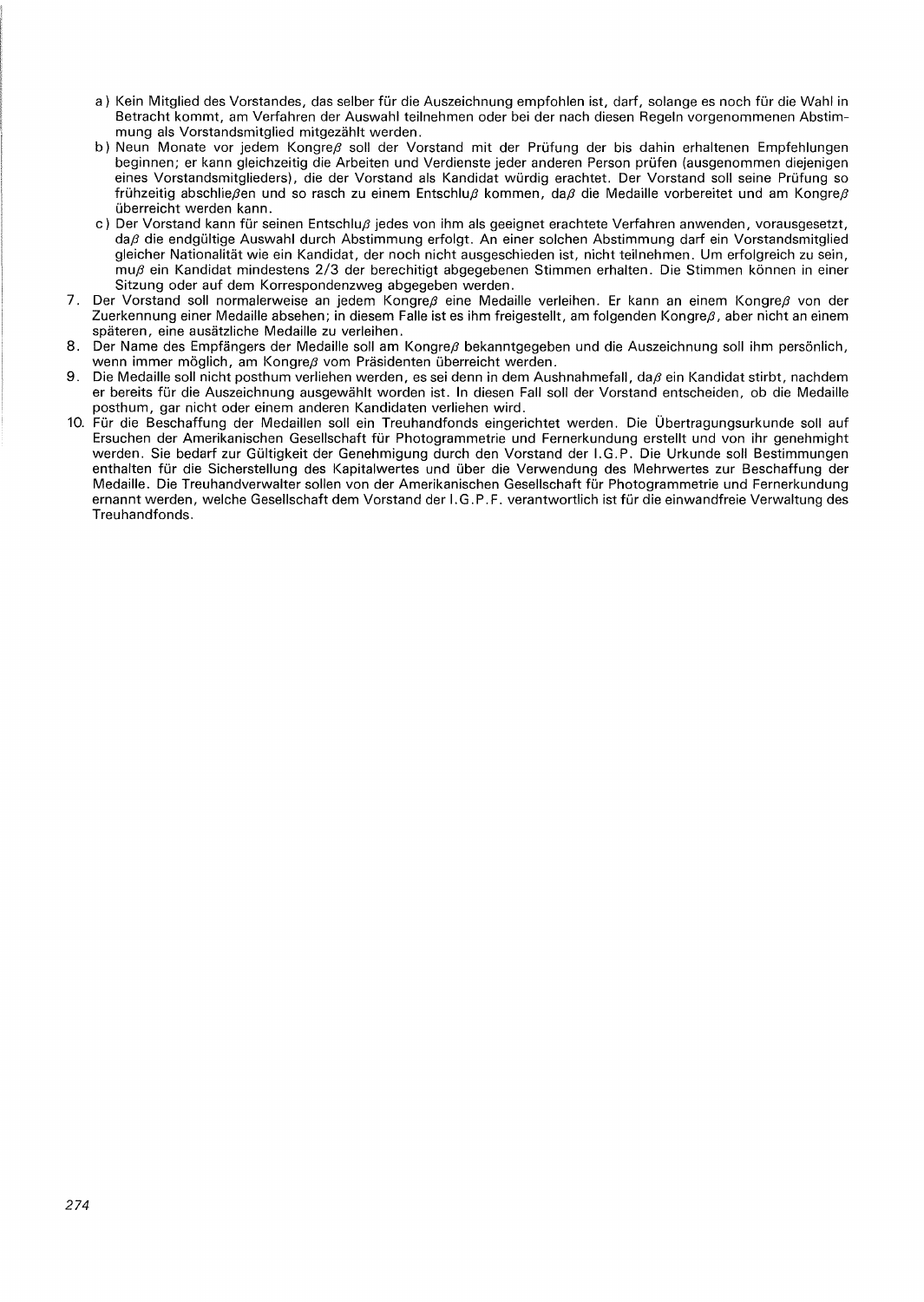a) Kein Mitglied des Vorstandes, das selber für die Auszeichnung empfohlen ist, darf, solange es noch für die Wahl in Betracht kommt, am Verfahren der Auswahl teilnehmen oder bei der nach diesen Regeln vorgenommenen Abstimmung als Vorstandsmitglied mitgezählt werden.

b) Neun Monate vor jedem Kongreß soll der Vorstand mit der Prüfung der bis dahin erhaltenen Empfehlungen beginnen; er kann gleichzeitig die Arbeiten und Verdienste jeder anderen Person prüfen (ausgenommen diejenigen eines Vorstandsmitglieders), die der Vorstand als Kandidat würdig erachtet. Der Vorstand soll seine Prüfung so frühzeitig abschließen und so rasch zu einem Entschluß kommen, daß die Medaille vorbereitet und am Kongreß überreicht werden kann.

c) Der Vorstand kann für seinen Entschluß jedes von ihm als geeignet erachtete Verfahren anwenden, vorausgesetzt, daß die endgültige Auswahl durch Abstimmung erfolgt. An einer solchen Abstimmung darf ein Vorstandsmitglied gleicher Nationalität wie ein Kandidat, der noch nicht ausgeschieden ist, nicht teilnehmen. Um erfolgreich zu sein, muß ein Kandidat mindestens 2/3 der berechitigt abgegebenen Stimmen erhalten. Die Stimmen können in einer Sitzung oder auf dem Korrespondenzweg abgegeben werden.

7. Der Vorstand soll normalerweise an jedem Kongreß eine Medaille verleihen. Er kann an einem Kongreß von der Zuerkennung einer Medaille absehen; in diesem Falle ist es ihm freigestellt, am folgenden Kongreß, aber nicht an einem späteren, eine ausätzliche Medaille zu verleihen.

8. Der Name des Empfängers der Medaille soll am Kongreß bekanntgegeben und die Auszeichnung soll ihm persönlich, wenn immer möglich, am Kongreß vom Präsidenten überreicht werden.

9. Die Medaille soll nicht posthum verliehen werden, es sei denn in dem Aushnahmefall, daß ein Kandidat stirbt, nachdem er bereits für die Auszeichnung ausgewählt worden ist. In diesen Fall soll der Vorstand entscheiden, ob die Medaille posthum, gar nicht oder einem anderen Kandidaten verliehen wird.

10. Für die Beschaffung der Medaillen soll ein Treuhandfonds eingerichtet werden. Die Übertragungsurkunde soll auf Ersuchen der Amerikanischen Gesellschaft für Photogrammetrie und Fernerkundung erstellt und von ihr genehmight werden. Sie bedarf zur Gültigkeit der Genehmigung durch den Vorstand der I.G.P. Die Urkunde soll Bestimmungen enthalten für die Sicherstellung des Kapitalwertes und über die Verwendung des Mehrwertes zur Beschaffung der Medaille. Die Treuhandverwalter sollen von der Amerikanischen Gesellschaft für Photogrammetrie und Fernerkundung ernannt werden, welche Gesellschaft dem Vorstand der I.G.P.F. verantwortlich ist für die einwandfreie Verwaltung des Treuhandfonds.